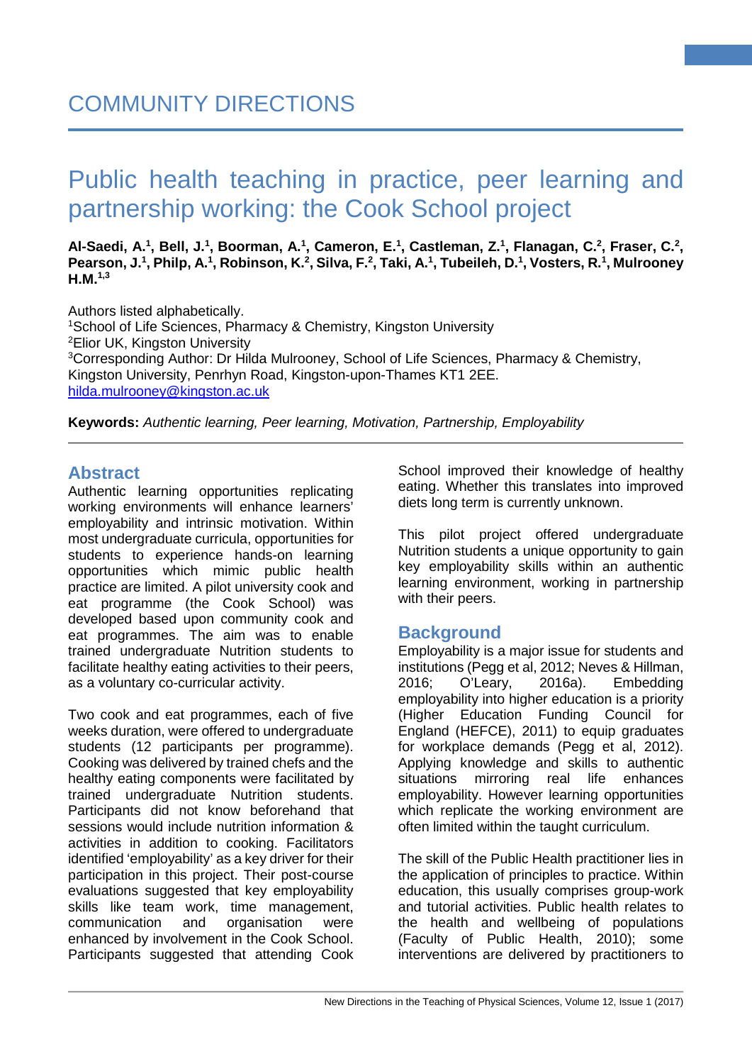COMMUNITY DIRECTIONS

# Public health teaching in practice, peer learning and partnership working: the Cook School project

**Al-Saedi, A.[1], Bell, J.[1], Boorman, A.[1], Cameron, E.[1], Castleman, Z.[1], Flanagan, C.[2], Fraser, C.[2], Pearson, J.[1], Philp, A.[1], Robinson, K.[2], Silva, F.[2], Taki, A.[1], Tubeileh, D.[1], Vosters, R.[1], Mulrooney H.M.[1,3]**

Authors listed alphabetically.
[1]School of Life Sciences, Pharmacy & Chemistry, Kingston University
[2]Elior UK, Kingston University
[3]Corresponding Author: Dr Hilda Mulrooney, School of Life Sciences, Pharmacy & Chemistry, Kingston University, Penrhyn Road, Kingston-upon-Thames KT1 2EE.
hilda.mulrooney@kingston.ac.uk

**Keywords:** *Authentic learning, Peer learning, Motivation, Partnership, Employability*

## Abstract

Authentic learning opportunities replicating working environments will enhance learners' employability and intrinsic motivation. Within most undergraduate curricula, opportunities for students to experience hands-on learning opportunities which mimic public health practice are limited. A pilot university cook and eat programme (the Cook School) was developed based upon community cook and eat programmes. The aim was to enable trained undergraduate Nutrition students to facilitate healthy eating activities to their peers, as a voluntary co-curricular activity.

Two cook and eat programmes, each of five weeks duration, were offered to undergraduate students (12 participants per programme). Cooking was delivered by trained chefs and the healthy eating components were facilitated by trained undergraduate Nutrition students. Participants did not know beforehand that sessions would include nutrition information & activities in addition to cooking. Facilitators identified 'employability' as a key driver for their participation in this project. Their post-course evaluations suggested that key employability skills like team work, time management, communication and organisation were enhanced by involvement in the Cook School. Participants suggested that attending Cook School improved their knowledge of healthy eating. Whether this translates into improved diets long term is currently unknown.

This pilot project offered undergraduate Nutrition students a unique opportunity to gain key employability skills within an authentic learning environment, working in partnership with their peers.

## Background

Employability is a major issue for students and institutions (Pegg et al, 2012; Neves & Hillman, 2016; O'Leary, 2016a). Embedding employability into higher education is a priority (Higher Education Funding Council for England (HEFCE), 2011) to equip graduates for workplace demands (Pegg et al, 2012). Applying knowledge and skills to authentic situations mirroring real life enhances employability. However learning opportunities which replicate the working environment are often limited within the taught curriculum.

The skill of the Public Health practitioner lies in the application of principles to practice. Within education, this usually comprises group-work and tutorial activities. Public health relates to the health and wellbeing of populations (Faculty of Public Health, 2010); some interventions are delivered by practitioners to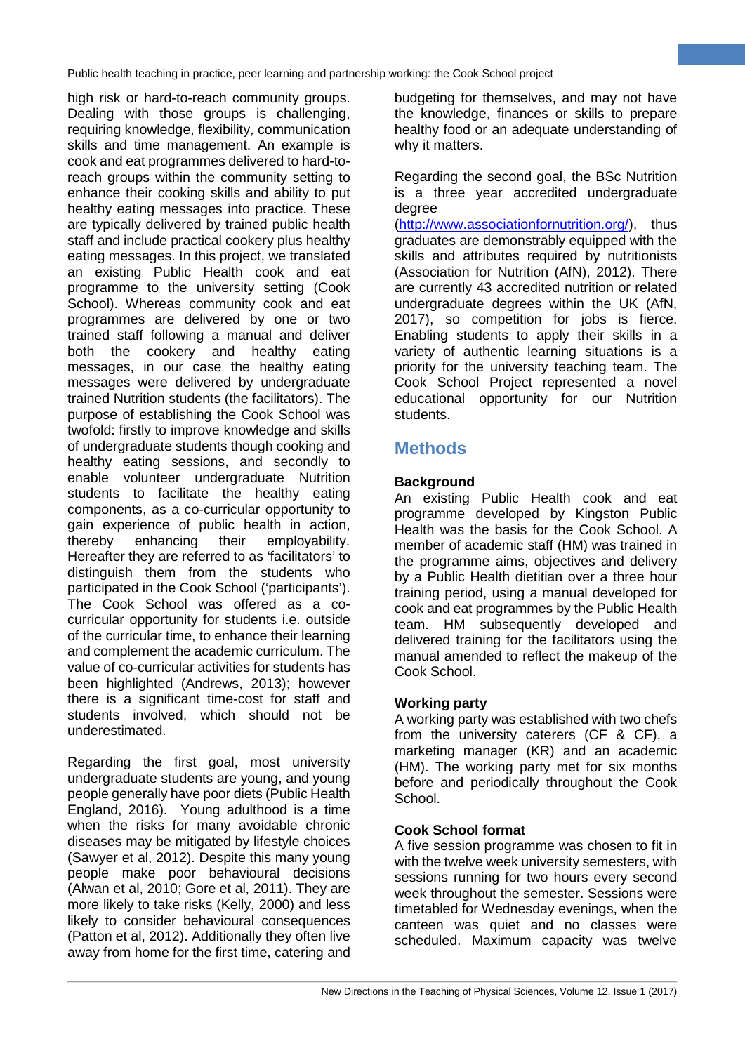high risk or hard-to-reach community groups. Dealing with those groups is challenging, requiring knowledge, flexibility, communication skills and time management. An example is cook and eat programmes delivered to hard-to-reach groups within the community setting to enhance their cooking skills and ability to put healthy eating messages into practice. These are typically delivered by trained public health staff and include practical cookery plus healthy eating messages. In this project, we translated an existing Public Health cook and eat programme to the university setting (Cook School). Whereas community cook and eat programmes are delivered by one or two trained staff following a manual and deliver both the cookery and healthy eating messages, in our case the healthy eating messages were delivered by undergraduate trained Nutrition students (the facilitators). The purpose of establishing the Cook School was twofold: firstly to improve knowledge and skills of undergraduate students though cooking and healthy eating sessions, and secondly to enable volunteer undergraduate Nutrition students to facilitate the healthy eating components, as a co-curricular opportunity to gain experience of public health in action, thereby enhancing their employability. Hereafter they are referred to as 'facilitators' to distinguish them from the students who participated in the Cook School ('participants'). The Cook School was offered as a co-curricular opportunity for students i.e. outside of the curricular time, to enhance their learning and complement the academic curriculum. The value of co-curricular activities for students has been highlighted (Andrews, 2013); however there is a significant time-cost for staff and students involved, which should not be underestimated.

Regarding the first goal, most university undergraduate students are young, and young people generally have poor diets (Public Health England, 2016). Young adulthood is a time when the risks for many avoidable chronic diseases may be mitigated by lifestyle choices (Sawyer et al, 2012). Despite this many young people make poor behavioural decisions (Alwan et al, 2010; Gore et al, 2011). They are more likely to take risks (Kelly, 2000) and less likely to consider behavioural consequences (Patton et al, 2012). Additionally they often live away from home for the first time, catering and budgeting for themselves, and may not have the knowledge, finances or skills to prepare healthy food or an adequate understanding of why it matters.

Regarding the second goal, the BSc Nutrition is a three year accredited undergraduate degree (http://www.associationfornutrition.org/), thus graduates are demonstrably equipped with the skills and attributes required by nutritionists (Association for Nutrition (AfN), 2012). There are currently 43 accredited nutrition or related undergraduate degrees within the UK (AfN, 2017), so competition for jobs is fierce. Enabling students to apply their skills in a variety of authentic learning situations is a priority for the university teaching team. The Cook School Project represented a novel educational opportunity for our Nutrition students.

## Methods

### Background

An existing Public Health cook and eat programme developed by Kingston Public Health was the basis for the Cook School. A member of academic staff (HM) was trained in the programme aims, objectives and delivery by a Public Health dietitian over a three hour training period, using a manual developed for cook and eat programmes by the Public Health team. HM subsequently developed and delivered training for the facilitators using the manual amended to reflect the makeup of the Cook School.

### Working party

A working party was established with two chefs from the university caterers (CF & CF), a marketing manager (KR) and an academic (HM). The working party met for six months before and periodically throughout the Cook School.

### Cook School format

A five session programme was chosen to fit in with the twelve week university semesters, with sessions running for two hours every second week throughout the semester. Sessions were timetabled for Wednesday evenings, when the canteen was quiet and no classes were scheduled. Maximum capacity was twelve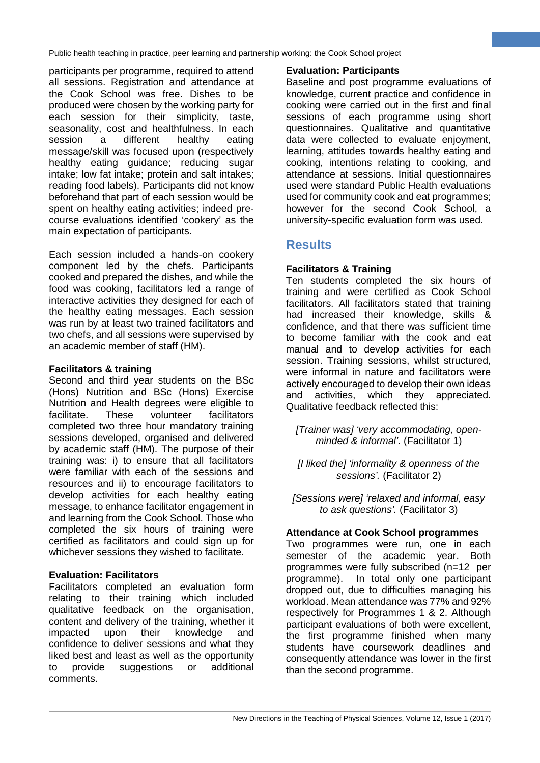participants per programme, required to attend all sessions. Registration and attendance at the Cook School was free. Dishes to be produced were chosen by the working party for each session for their simplicity, taste, seasonality, cost and healthfulness. In each session a different healthy eating message/skill was focused upon (respectively healthy eating guidance; reducing sugar intake; low fat intake; protein and salt intakes; reading food labels). Participants did not know beforehand that part of each session would be spent on healthy eating activities; indeed pre-course evaluations identified 'cookery' as the main expectation of participants.

Each session included a hands-on cookery component led by the chefs. Participants cooked and prepared the dishes, and while the food was cooking, facilitators led a range of interactive activities they designed for each of the healthy eating messages. Each session was run by at least two trained facilitators and two chefs, and all sessions were supervised by an academic member of staff (HM).

**Facilitators & training**

Second and third year students on the BSc (Hons) Nutrition and BSc (Hons) Exercise Nutrition and Health degrees were eligible to facilitate. These volunteer facilitators completed two three hour mandatory training sessions developed, organised and delivered by academic staff (HM). The purpose of their training was: i) to ensure that all facilitators were familiar with each of the sessions and resources and ii) to encourage facilitators to develop activities for each healthy eating message, to enhance facilitator engagement in and learning from the Cook School. Those who completed the six hours of training were certified as facilitators and could sign up for whichever sessions they wished to facilitate.

**Evaluation: Facilitators**

Facilitators completed an evaluation form relating to their training which included qualitative feedback on the organisation, content and delivery of the training, whether it impacted upon their knowledge and confidence to deliver sessions and what they liked best and least as well as the opportunity to provide suggestions or additional comments.

**Evaluation: Participants**

Baseline and post programme evaluations of knowledge, current practice and confidence in cooking were carried out in the first and final sessions of each programme using short questionnaires. Qualitative and quantitative data were collected to evaluate enjoyment, learning, attitudes towards healthy eating and cooking, intentions relating to cooking, and attendance at sessions. Initial questionnaires used were standard Public Health evaluations used for community cook and eat programmes; however for the second Cook School, a university-specific evaluation form was used.

## Results

**Facilitators & Training**

Ten students completed the six hours of training and were certified as Cook School facilitators. All facilitators stated that training had increased their knowledge, skills & confidence, and that there was sufficient time to become familiar with the cook and eat manual and to develop activities for each session. Training sessions, whilst structured, were informal in nature and facilitators were actively encouraged to develop their own ideas and activities, which they appreciated. Qualitative feedback reflected this:

> *[Trainer was] 'very accommodating, open-minded & informal'.* (Facilitator 1)

> *[I liked the] 'informality & openness of the sessions'.* (Facilitator 2)

> *[Sessions were] 'relaxed and informal, easy to ask questions'.* (Facilitator 3)

**Attendance at Cook School programmes**

Two programmes were run, one in each semester of the academic year. Both programmes were fully subscribed (n=12 per programme). In total only one participant dropped out, due to difficulties managing his workload. Mean attendance was 77% and 92% respectively for Programmes 1 & 2. Although participant evaluations of both were excellent, the first programme finished when many students have coursework deadlines and consequently attendance was lower in the first than the second programme.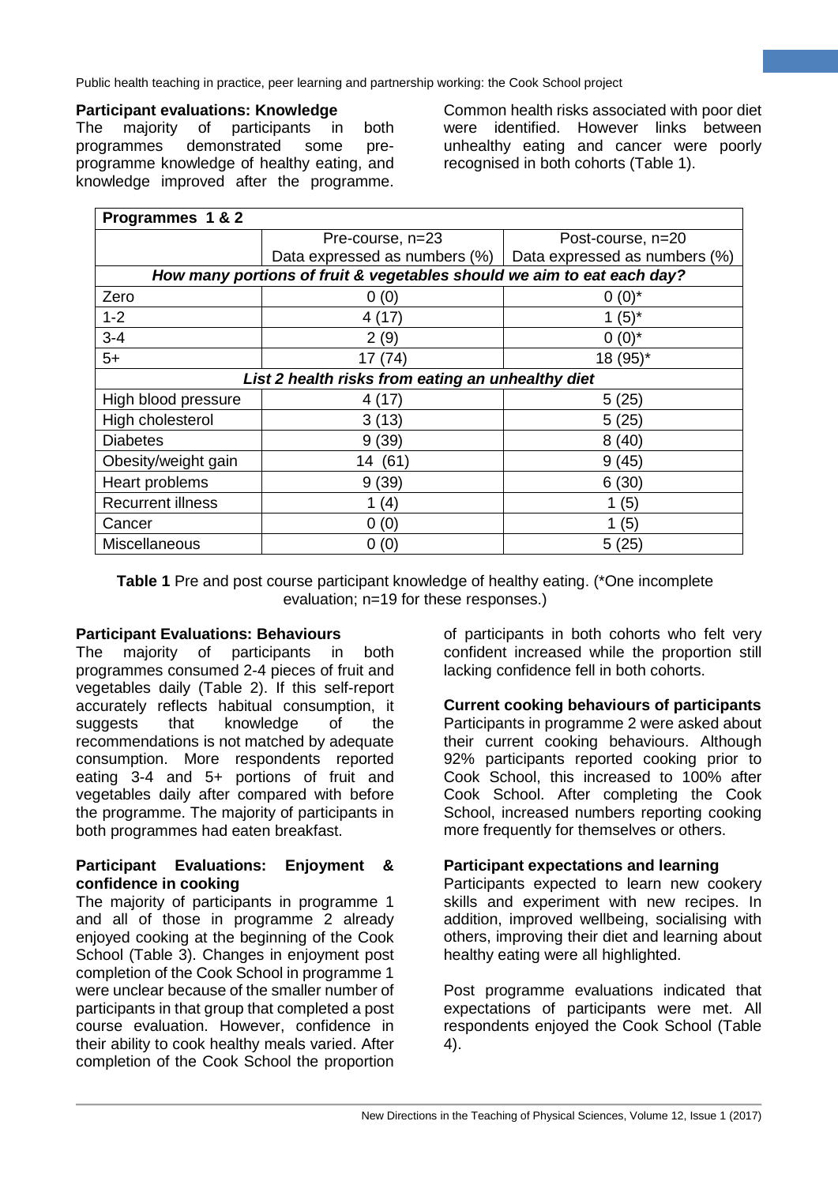### Participant evaluations: Knowledge

The majority of participants in both programmes demonstrated some pre-programme knowledge of healthy eating, and knowledge improved after the programme. Common health risks associated with poor diet were identified. However links between unhealthy eating and cancer were poorly recognised in both cohorts (Table 1).

| Programmes 1 & 2 | | |
|---|---|---|
| | Pre-course, n=23<br>Data expressed as numbers (%) | Post-course, n=20<br>Data expressed as numbers (%) |
| ***How many portions of fruit & vegetables should we aim to eat each day?*** | | |
| Zero | 0 (0) | 0 (0)* |
| 1-2 | 4 (17) | 1 (5)* |
| 3-4 | 2 (9) | 0 (0)* |
| 5+ | 17 (74) | 18 (95)* |
| ***List 2 health risks from eating an unhealthy diet*** | | |
| High blood pressure | 4 (17) | 5 (25) |
| High cholesterol | 3 (13) | 5 (25) |
| Diabetes | 9 (39) | 8 (40) |
| Obesity/weight gain | 14 (61) | 9 (45) |
| Heart problems | 9 (39) | 6 (30) |
| Recurrent illness | 1 (4) | 1 (5) |
| Cancer | 0 (0) | 1 (5) |
| Miscellaneous | 0 (0) | 5 (25) |

**Table 1** Pre and post course participant knowledge of healthy eating. (*One incomplete evaluation; n=19 for these responses.)

### Participant Evaluations: Behaviours

The majority of participants in both programmes consumed 2-4 pieces of fruit and vegetables daily (Table 2). If this self-report accurately reflects habitual consumption, it suggests that knowledge of the recommendations is not matched by adequate consumption. More respondents reported eating 3-4 and 5+ portions of fruit and vegetables daily after compared with before the programme. The majority of participants in both programmes had eaten breakfast.

### Participant Evaluations: Enjoyment & confidence in cooking

The majority of participants in programme 1 and all of those in programme 2 already enjoyed cooking at the beginning of the Cook School (Table 3). Changes in enjoyment post completion of the Cook School in programme 1 were unclear because of the smaller number of participants in that group that completed a post course evaluation. However, confidence in their ability to cook healthy meals varied. After completion of the Cook School the proportion of participants in both cohorts who felt very confident increased while the proportion still lacking confidence fell in both cohorts.

### Current cooking behaviours of participants

Participants in programme 2 were asked about their current cooking behaviours. Although 92% participants reported cooking prior to Cook School, this increased to 100% after Cook School. After completing the Cook School, increased numbers reporting cooking more frequently for themselves or others.

### Participant expectations and learning

Participants expected to learn new cookery skills and experiment with new recipes. In addition, improved wellbeing, socialising with others, improving their diet and learning about healthy eating were all highlighted.

Post programme evaluations indicated that expectations of participants were met. All respondents enjoyed the Cook School (Table 4).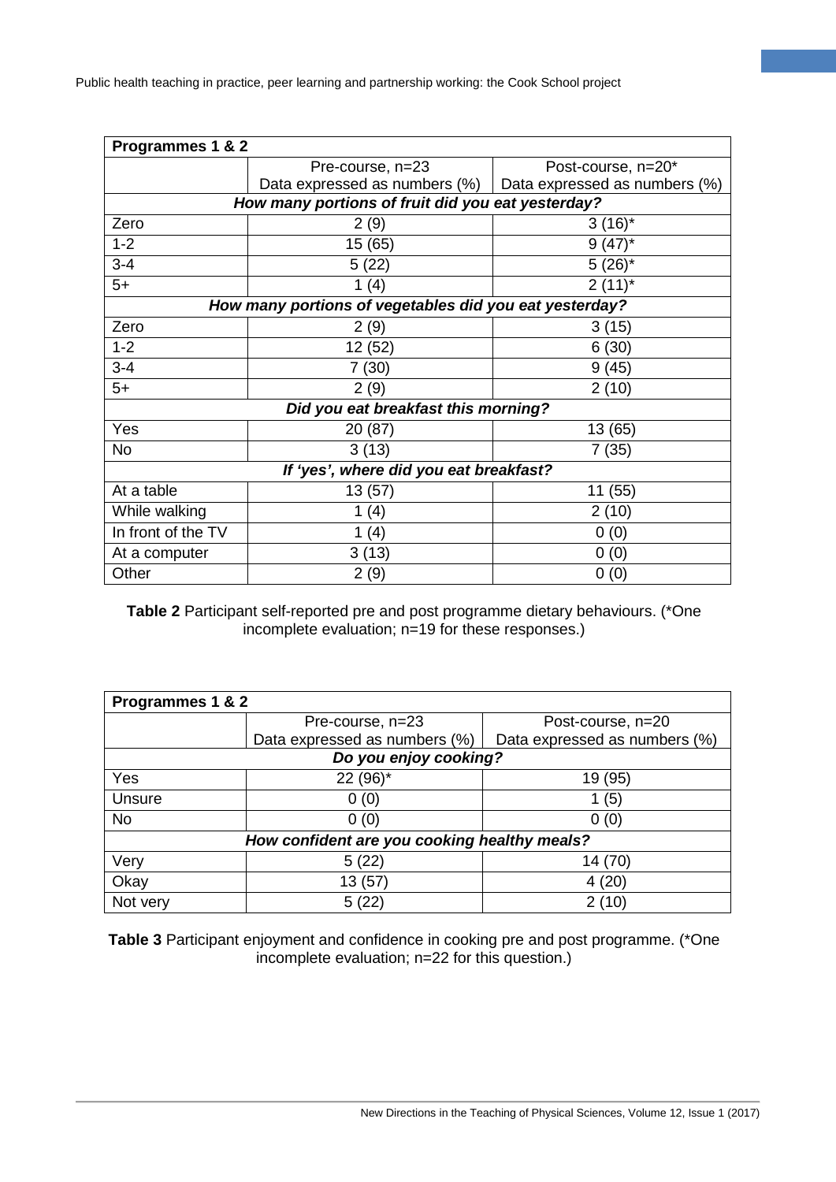| Programmes 1 & 2 | | |
|---|---|---|
| | Pre-course, n=23 Data expressed as numbers (%) | Post-course, n=20* Data expressed as numbers (%) |
| ***How many portions of fruit did you eat yesterday?*** | | |
| Zero | 2 (9) | 3 (16)* |
| 1-2 | 15 (65) | 9 (47)* |
| 3-4 | 5 (22) | 5 (26)* |
| 5+ | 1 (4) | 2 (11)* |
| ***How many portions of vegetables did you eat yesterday?*** | | |
| Zero | 2 (9) | 3 (15) |
| 1-2 | 12 (52) | 6 (30) |
| 3-4 | 7 (30) | 9 (45) |
| 5+ | 2 (9) | 2 (10) |
| ***Did you eat breakfast this morning?*** | | |
| Yes | 20 (87) | 13 (65) |
| No | 3 (13) | 7 (35) |
| ***If 'yes', where did you eat breakfast?*** | | |
| At a table | 13 (57) | 11 (55) |
| While walking | 1 (4) | 2 (10) |
| In front of the TV | 1 (4) | 0 (0) |
| At a computer | 3 (13) | 0 (0) |
| Other | 2 (9) | 0 (0) |

**Table 2** Participant self-reported pre and post programme dietary behaviours. (*One incomplete evaluation; n=19 for these responses.)

| Programmes 1 & 2 | | |
|---|---|---|
| | Pre-course, n=23 Data expressed as numbers (%) | Post-course, n=20 Data expressed as numbers (%) |
| ***Do you enjoy cooking?*** | | |
| Yes | 22 (96)* | 19 (95) |
| Unsure | 0 (0) | 1 (5) |
| No | 0 (0) | 0 (0) |
| ***How confident are you cooking healthy meals?*** | | |
| Very | 5 (22) | 14 (70) |
| Okay | 13 (57) | 4 (20) |
| Not very | 5 (22) | 2 (10) |

**Table 3** Participant enjoyment and confidence in cooking pre and post programme. (*One incomplete evaluation; n=22 for this question.)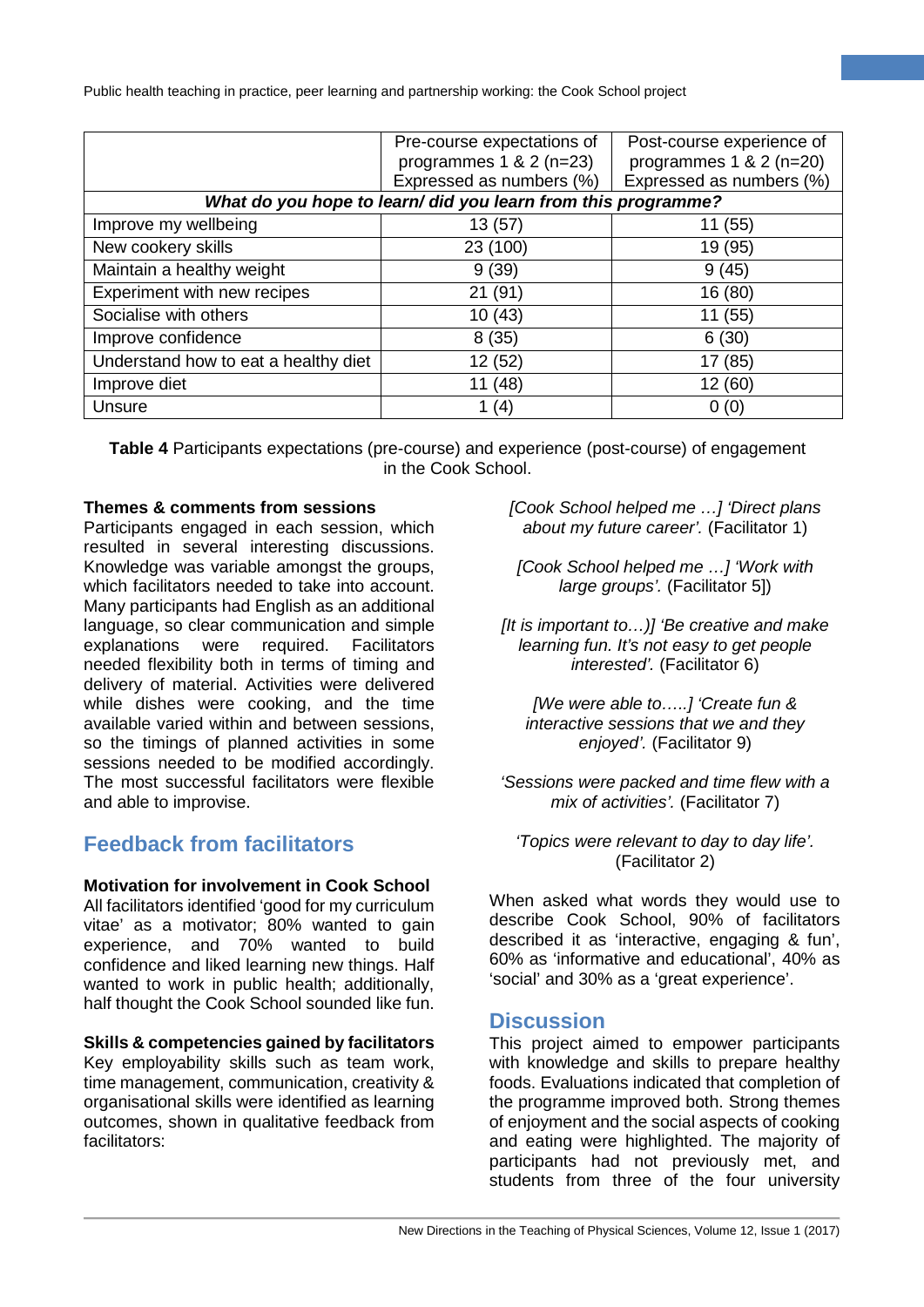| | Pre-course expectations of programmes 1 & 2 (n=23) Expressed as numbers (%) | Post-course experience of programmes 1 & 2 (n=20) Expressed as numbers (%) |
|---|---|---|
| ***What do you hope to learn/ did you learn from this programme?*** | | |
| Improve my wellbeing | 13 (57) | 11 (55) |
| New cookery skills | 23 (100) | 19 (95) |
| Maintain a healthy weight | 9 (39) | 9 (45) |
| Experiment with new recipes | 21 (91) | 16 (80) |
| Socialise with others | 10 (43) | 11 (55) |
| Improve confidence | 8 (35) | 6 (30) |
| Understand how to eat a healthy diet | 12 (52) | 17 (85) |
| Improve diet | 11 (48) | 12 (60) |
| Unsure | 1 (4) | 0 (0) |

**Table 4** Participants expectations (pre-course) and experience (post-course) of engagement in the Cook School.

**Themes & comments from sessions**

Participants engaged in each session, which resulted in several interesting discussions. Knowledge was variable amongst the groups, which facilitators needed to take into account. Many participants had English as an additional language, so clear communication and simple explanations were required. Facilitators needed flexibility both in terms of timing and delivery of material. Activities were delivered while dishes were cooking, and the time available varied within and between sessions, so the timings of planned activities in some sessions needed to be modified accordingly. The most successful facilitators were flexible and able to improvise.

## Feedback from facilitators

**Motivation for involvement in Cook School**

All facilitators identified 'good for my curriculum vitae' as a motivator; 80% wanted to gain experience, and 70% wanted to build confidence and liked learning new things. Half wanted to work in public health; additionally, half thought the Cook School sounded like fun.

**Skills & competencies gained by facilitators**

Key employability skills such as team work, time management, communication, creativity & organisational skills were identified as learning outcomes, shown in qualitative feedback from facilitators:

*[Cook School helped me …] 'Direct plans about my future career'.* (Facilitator 1)

*[Cook School helped me …] 'Work with large groups'.* (Facilitator 5])

*[It is important to…)] 'Be creative and make learning fun. It's not easy to get people interested'.* (Facilitator 6)

*[We were able to…..] 'Create fun & interactive sessions that we and they enjoyed'.* (Facilitator 9)

*'Sessions were packed and time flew with a mix of activities'.* (Facilitator 7)

*'Topics were relevant to day to day life'.* (Facilitator 2)

When asked what words they would use to describe Cook School, 90% of facilitators described it as 'interactive, engaging & fun', 60% as 'informative and educational', 40% as 'social' and 30% as a 'great experience'.

## Discussion

This project aimed to empower participants with knowledge and skills to prepare healthy foods. Evaluations indicated that completion of the programme improved both. Strong themes of enjoyment and the social aspects of cooking and eating were highlighted. The majority of participants had not previously met, and students from three of the four university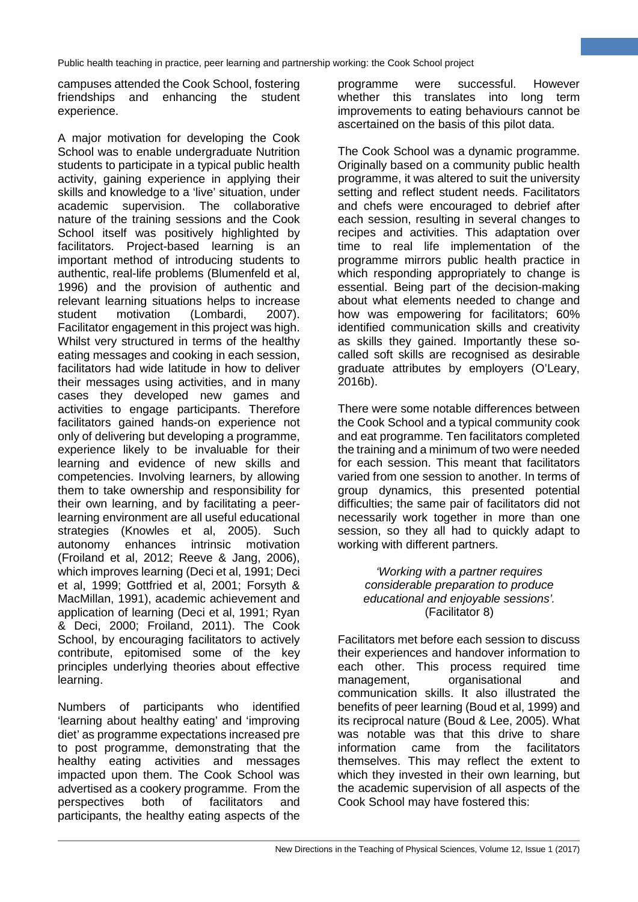campuses attended the Cook School, fostering friendships and enhancing the student experience.

A major motivation for developing the Cook School was to enable undergraduate Nutrition students to participate in a typical public health activity, gaining experience in applying their skills and knowledge to a 'live' situation, under academic supervision. The collaborative nature of the training sessions and the Cook School itself was positively highlighted by facilitators. Project-based learning is an important method of introducing students to authentic, real-life problems (Blumenfeld et al, 1996) and the provision of authentic and relevant learning situations helps to increase student motivation (Lombardi, 2007). Facilitator engagement in this project was high. Whilst very structured in terms of the healthy eating messages and cooking in each session, facilitators had wide latitude in how to deliver their messages using activities, and in many cases they developed new games and activities to engage participants. Therefore facilitators gained hands-on experience not only of delivering but developing a programme, experience likely to be invaluable for their learning and evidence of new skills and competencies. Involving learners, by allowing them to take ownership and responsibility for their own learning, and by facilitating a peer-learning environment are all useful educational strategies (Knowles et al, 2005). Such autonomy enhances intrinsic motivation (Froiland et al, 2012; Reeve & Jang, 2006), which improves learning (Deci et al, 1991; Deci et al, 1999; Gottfried et al, 2001; Forsyth & MacMillan, 1991), academic achievement and application of learning (Deci et al, 1991; Ryan & Deci, 2000; Froiland, 2011). The Cook School, by encouraging facilitators to actively contribute, epitomised some of the key principles underlying theories about effective learning.

Numbers of participants who identified 'learning about healthy eating' and 'improving diet' as programme expectations increased pre to post programme, demonstrating that the healthy eating activities and messages impacted upon them. The Cook School was advertised as a cookery programme. From the perspectives both of facilitators and participants, the healthy eating aspects of the programme were successful. However whether this translates into long term improvements to eating behaviours cannot be ascertained on the basis of this pilot data.

The Cook School was a dynamic programme. Originally based on a community public health programme, it was altered to suit the university setting and reflect student needs. Facilitators and chefs were encouraged to debrief after each session, resulting in several changes to recipes and activities. This adaptation over time to real life implementation of the programme mirrors public health practice in which responding appropriately to change is essential. Being part of the decision-making about what elements needed to change and how was empowering for facilitators; 60% identified communication skills and creativity as skills they gained. Importantly these so-called soft skills are recognised as desirable graduate attributes by employers (O'Leary, 2016b).

There were some notable differences between the Cook School and a typical community cook and eat programme. Ten facilitators completed the training and a minimum of two were needed for each session. This meant that facilitators varied from one session to another. In terms of group dynamics, this presented potential difficulties; the same pair of facilitators did not necessarily work together in more than one session, so they all had to quickly adapt to working with different partners.

> *'Working with a partner requires considerable preparation to produce educational and enjoyable sessions'.* (Facilitator 8)

Facilitators met before each session to discuss their experiences and handover information to each other. This process required time management, organisational and communication skills. It also illustrated the benefits of peer learning (Boud et al, 1999) and its reciprocal nature (Boud & Lee, 2005). What was notable was that this drive to share information came from the facilitators themselves. This may reflect the extent to which they invested in their own learning, but the academic supervision of all aspects of the Cook School may have fostered this: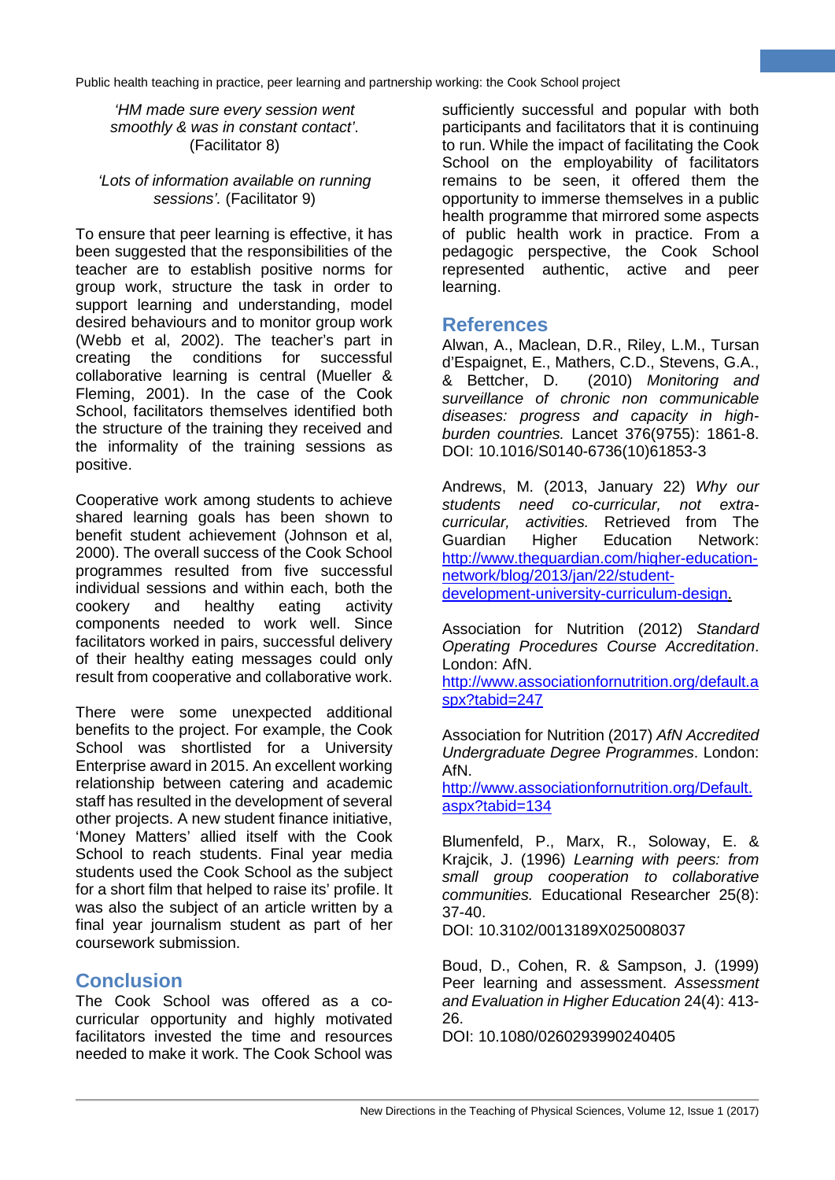*'HM made sure every session went smoothly & was in constant contact'.* (Facilitator 8)

*'Lots of information available on running sessions'.* (Facilitator 9)

To ensure that peer learning is effective, it has been suggested that the responsibilities of the teacher are to establish positive norms for group work, structure the task in order to support learning and understanding, model desired behaviours and to monitor group work (Webb et al, 2002). The teacher's part in creating the conditions for successful collaborative learning is central (Mueller & Fleming, 2001). In the case of the Cook School, facilitators themselves identified both the structure of the training they received and the informality of the training sessions as positive.

Cooperative work among students to achieve shared learning goals has been shown to benefit student achievement (Johnson et al, 2000). The overall success of the Cook School programmes resulted from five successful individual sessions and within each, both the cookery and healthy eating activity components needed to work well. Since facilitators worked in pairs, successful delivery of their healthy eating messages could only result from cooperative and collaborative work.

There were some unexpected additional benefits to the project. For example, the Cook School was shortlisted for a University Enterprise award in 2015. An excellent working relationship between catering and academic staff has resulted in the development of several other projects. A new student finance initiative, 'Money Matters' allied itself with the Cook School to reach students. Final year media students used the Cook School as the subject for a short film that helped to raise its' profile. It was also the subject of an article written by a final year journalism student as part of her coursework submission.

## Conclusion

The Cook School was offered as a co-curricular opportunity and highly motivated facilitators invested the time and resources needed to make it work. The Cook School was sufficiently successful and popular with both participants and facilitators that it is continuing to run. While the impact of facilitating the Cook School on the employability of facilitators remains to be seen, it offered them the opportunity to immerse themselves in a public health programme that mirrored some aspects of public health work in practice. From a pedagogic perspective, the Cook School represented authentic, active and peer learning.

## References

Alwan, A., Maclean, D.R., Riley, L.M., Tursan d'Espaignet, E., Mathers, C.D., Stevens, G.A., & Bettcher, D. (2010) *Monitoring and surveillance of chronic non communicable diseases: progress and capacity in high-burden countries.* Lancet 376(9755): 1861-8. DOI: 10.1016/S0140-6736(10)61853-3

Andrews, M. (2013, January 22) *Why our students need co-curricular, not extra-curricular, activities.* Retrieved from The Guardian Higher Education Network: http://www.theguardian.com/higher-education-network/blog/2013/jan/22/student-development-university-curriculum-design.

Association for Nutrition (2012) *Standard Operating Procedures Course Accreditation*. London: AfN. http://www.associationfornutrition.org/default.aspx?tabid=247

Association for Nutrition (2017) *AfN Accredited Undergraduate Degree Programmes*. London: AfN. http://www.associationfornutrition.org/Default.aspx?tabid=134

Blumenfeld, P., Marx, R., Soloway, E. & Krajcik, J. (1996) *Learning with peers: from small group cooperation to collaborative communities.* Educational Researcher 25(8): 37-40.
DOI: 10.3102/0013189X025008037

Boud, D., Cohen, R. & Sampson, J. (1999) Peer learning and assessment. *Assessment and Evaluation in Higher Education* 24(4): 413-26.
DOI: 10.1080/0260293990240405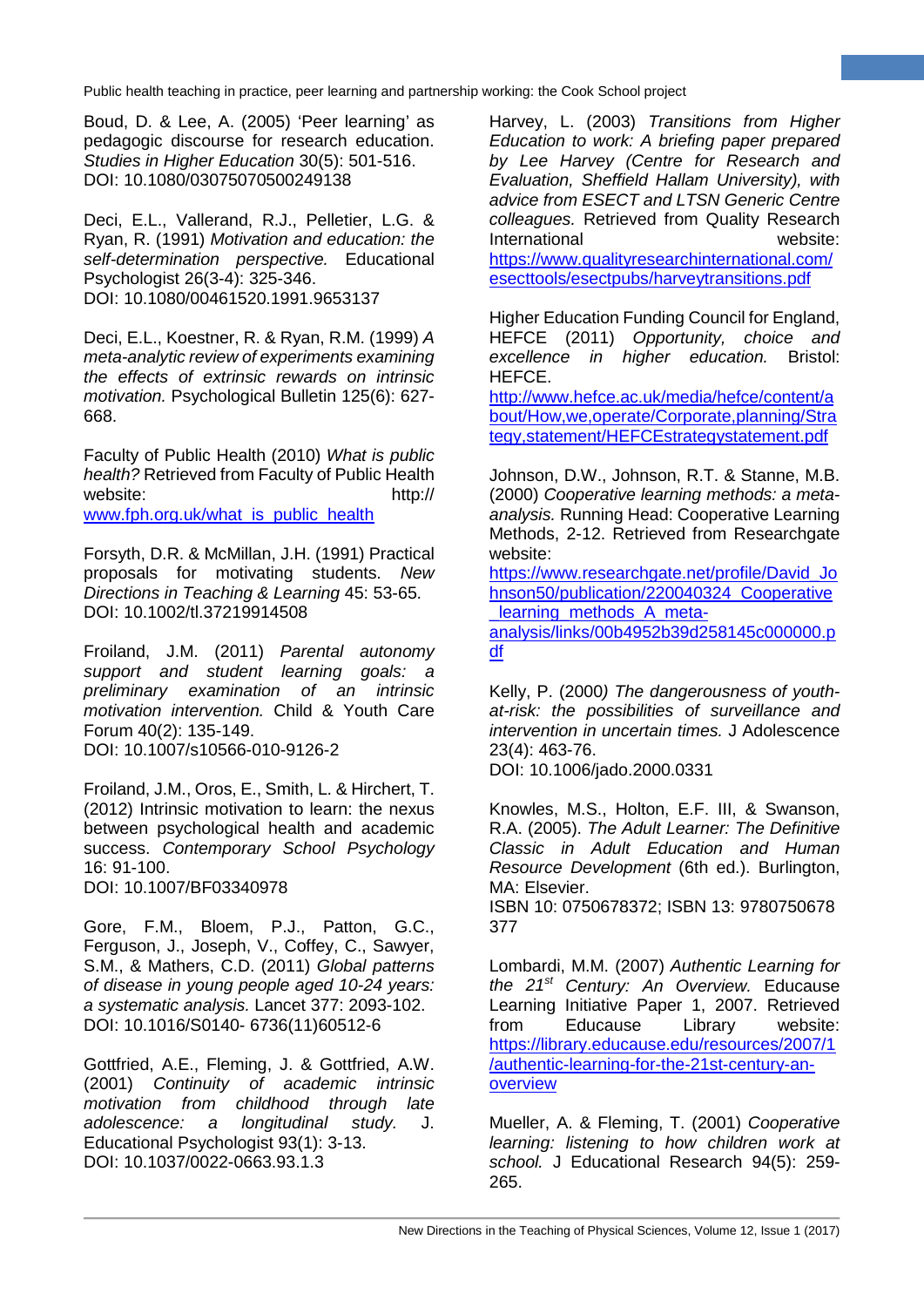Boud, D. & Lee, A. (2005) 'Peer learning' as pedagogic discourse for research education. *Studies in Higher Education* 30(5): 501-516.
DOI: 10.1080/03075070500249138

Deci, E.L., Vallerand, R.J., Pelletier, L.G. & Ryan, R. (1991) *Motivation and education: the self-determination perspective.* Educational Psychologist 26(3-4): 325-346.
DOI: 10.1080/00461520.1991.9653137

Deci, E.L., Koestner, R. & Ryan, R.M. (1999) *A meta-analytic review of experiments examining the effects of extrinsic rewards on intrinsic motivation.* Psychological Bulletin 125(6): 627-668.

Faculty of Public Health (2010) *What is public health?* Retrieved from Faculty of Public Health website: http://www.fph.org.uk/what_is_public_health

Forsyth, D.R. & McMillan, J.H. (1991) Practical proposals for motivating students. *New Directions in Teaching & Learning* 45: 53-65.
DOI: 10.1002/tl.37219914508

Froiland, J.M. (2011) *Parental autonomy support and student learning goals: a preliminary examination of an intrinsic motivation intervention.* Child & Youth Care Forum 40(2): 135-149.
DOI: 10.1007/s10566-010-9126-2

Froiland, J.M., Oros, E., Smith, L. & Hirchert, T. (2012) Intrinsic motivation to learn: the nexus between psychological health and academic success. *Contemporary School Psychology* 16: 91-100.
DOI: 10.1007/BF03340978

Gore, F.M., Bloem, P.J., Patton, G.C., Ferguson, J., Joseph, V., Coffey, C., Sawyer, S.M., & Mathers, C.D. (2011) *Global patterns of disease in young people aged 10-24 years: a systematic analysis.* Lancet 377: 2093-102.
DOI: 10.1016/S0140- 6736(11)60512-6

Gottfried, A.E., Fleming, J. & Gottfried, A.W. (2001) *Continuity of academic intrinsic motivation from childhood through late adolescence: a longitudinal study.* J. Educational Psychologist 93(1): 3-13.
DOI: 10.1037/0022-0663.93.1.3

Harvey, L. (2003) *Transitions from Higher Education to work: A briefing paper prepared by Lee Harvey (Centre for Research and Evaluation, Sheffield Hallam University), with advice from ESECT and LTSN Generic Centre colleagues.* Retrieved from Quality Research International website: https://www.qualityresearchinternational.com/esecttools/esectpubs/harveytransitions.pdf

Higher Education Funding Council for England, HEFCE (2011) *Opportunity, choice and excellence in higher education.* Bristol: HEFCE.
http://www.hefce.ac.uk/media/hefce/content/about/How,we,operate/Corporate,planning/Strategy,statement/HEFCEstrategystatement.pdf

Johnson, D.W., Johnson, R.T. & Stanne, M.B. (2000) *Cooperative learning methods: a meta-analysis.* Running Head: Cooperative Learning Methods, 2-12. Retrieved from Researchgate website:
https://www.researchgate.net/profile/David_Johnson50/publication/220040324_Cooperative_learning_methods_A_meta-analysis/links/00b4952b39d258145c000000.pdf

Kelly, P. (2000*) The dangerousness of youth-at-risk: the possibilities of surveillance and intervention in uncertain times.* J Adolescence 23(4): 463-76.
DOI: 10.1006/jado.2000.0331

Knowles, M.S., Holton, E.F. III, & Swanson, R.A. (2005). *The Adult Learner: The Definitive Classic in Adult Education and Human Resource Development* (6th ed.). Burlington, MA: Elsevier.
ISBN 10: 0750678372; ISBN 13: 9780750678377

Lombardi, M.M. (2007) *Authentic Learning for the 21st Century: An Overview.* Educause Learning Initiative Paper 1, 2007. Retrieved from Educause Library website: https://library.educause.edu/resources/2007/1/authentic-learning-for-the-21st-century-an-overview

Mueller, A. & Fleming, T. (2001) *Cooperative learning: listening to how children work at school.* J Educational Research 94(5): 259-265.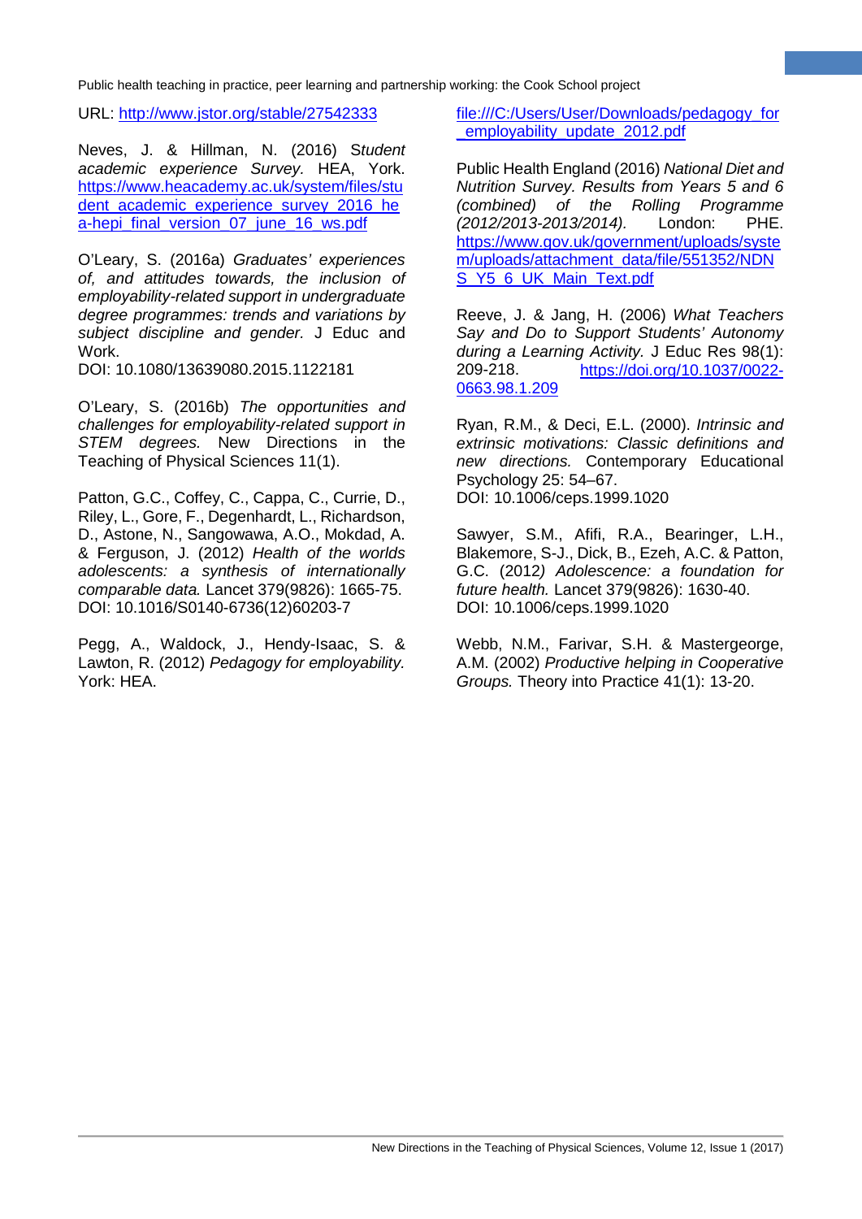URL: http://www.jstor.org/stable/27542333

Neves, J. & Hillman, N. (2016) *Student academic experience Survey*. HEA, York. https://www.heacademy.ac.uk/system/files/student_academic_experience_survey_2016_hea-hepi_final_version_07_june_16_ws.pdf

O'Leary, S. (2016a) *Graduates' experiences of, and attitudes towards, the inclusion of employability-related support in undergraduate degree programmes: trends and variations by subject discipline and gender.* J Educ and Work.
DOI: 10.1080/13639080.2015.1122181

O'Leary, S. (2016b) *The opportunities and challenges for employability-related support in STEM degrees.* New Directions in the Teaching of Physical Sciences 11(1).

Patton, G.C., Coffey, C., Cappa, C., Currie, D., Riley, L., Gore, F., Degenhardt, L., Richardson, D., Astone, N., Sangowawa, A.O., Mokdad, A. & Ferguson, J. (2012) *Health of the worlds adolescents: a synthesis of internationally comparable data.* Lancet 379(9826): 1665-75.
DOI: 10.1016/S0140-6736(12)60203-7

Pegg, A., Waldock, J., Hendy-Isaac, S. & Lawton, R. (2012) *Pedagogy for employability.* York: HEA.
file:///C:/Users/User/Downloads/pedagogy_for_employability_update_2012.pdf

Public Health England (2016) *National Diet and Nutrition Survey. Results from Years 5 and 6 (combined) of the Rolling Programme (2012/2013-2013/2014).* London: PHE.
https://www.gov.uk/government/uploads/system/uploads/attachment_data/file/551352/NDNS_Y5_6_UK_Main_Text.pdf

Reeve, J. & Jang, H. (2006) *What Teachers Say and Do to Support Students' Autonomy during a Learning Activity.* J Educ Res 98(1): 209-218. https://doi.org/10.1037/0022-0663.98.1.209

Ryan, R.M., & Deci, E.L. (2000). *Intrinsic and extrinsic motivations: Classic definitions and new directions.* Contemporary Educational Psychology 25: 54–67.
DOI: 10.1006/ceps.1999.1020

Sawyer, S.M., Afifi, R.A., Bearinger, L.H., Blakemore, S-J., Dick, B., Ezeh, A.C. & Patton, G.C. (2012*) Adolescence: a foundation for future health.* Lancet 379(9826): 1630-40.
DOI: 10.1006/ceps.1999.1020

Webb, N.M., Farivar, S.H. & Mastergeorge, A.M. (2002) *Productive helping in Cooperative Groups.* Theory into Practice 41(1): 13-20.